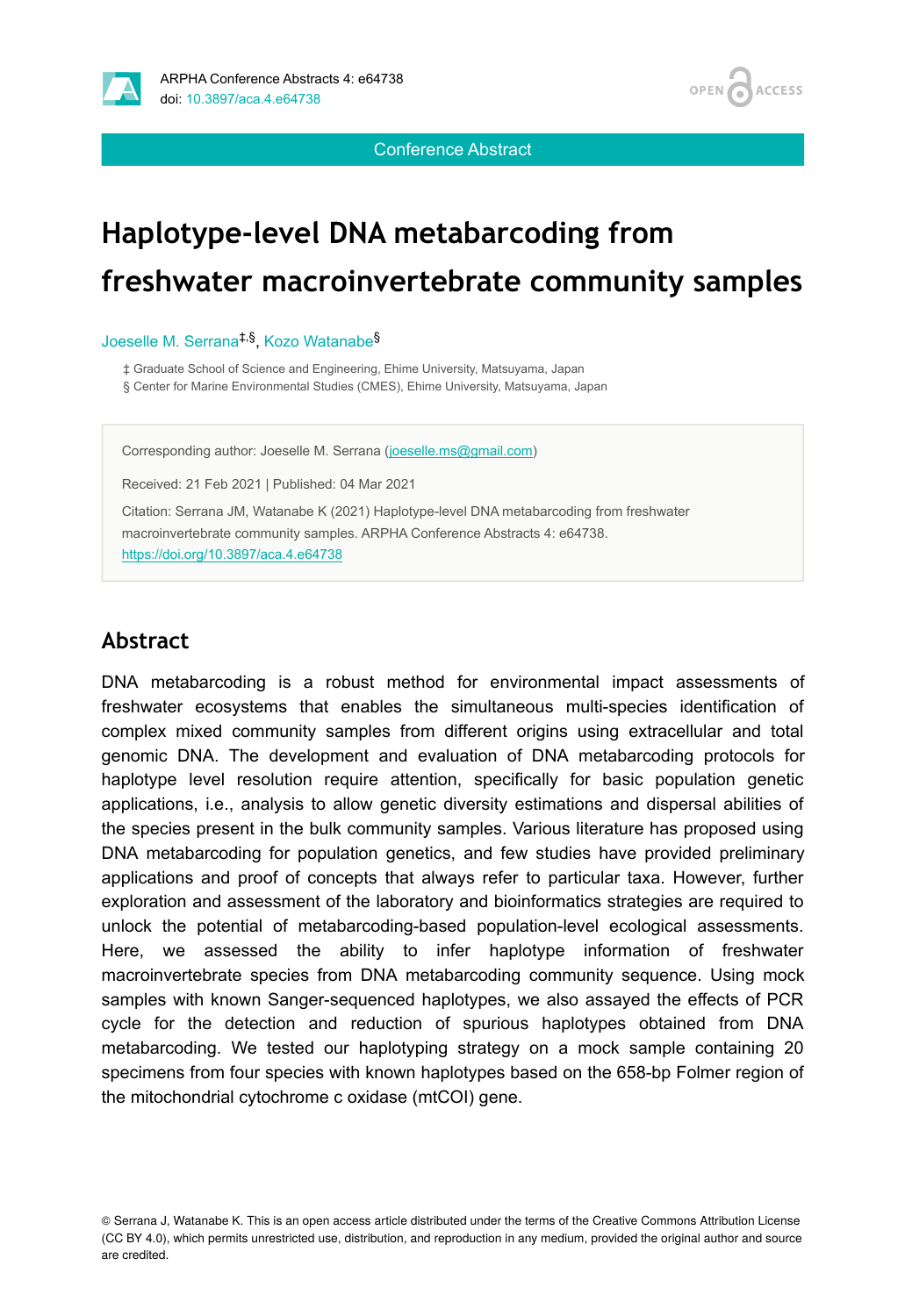ARPHA Conference Abstracts 4: e64738
doi: 10.3897/aca.4.e64738

Conference Abstract

# Haplotype-level DNA metabarcoding from freshwater macroinvertebrate community samples

Joeselle M. Serrana[‡,§], Kozo Watanabe[§]

‡ Graduate School of Science and Engineering, Ehime University, Matsuyama, Japan
§ Center for Marine Environmental Studies (CMES), Ehime University, Matsuyama, Japan

Corresponding author: Joeselle M. Serrana (joeselle.ms@gmail.com)

Received: 21 Feb 2021 | Published: 04 Mar 2021

Citation: Serrana JM, Watanabe K (2021) Haplotype-level DNA metabarcoding from freshwater macroinvertebrate community samples. ARPHA Conference Abstracts 4: e64738. https://doi.org/10.3897/aca.4.e64738

## Abstract

DNA metabarcoding is a robust method for environmental impact assessments of freshwater ecosystems that enables the simultaneous multi-species identification of complex mixed community samples from different origins using extracellular and total genomic DNA. The development and evaluation of DNA metabarcoding protocols for haplotype level resolution require attention, specifically for basic population genetic applications, i.e., analysis to allow genetic diversity estimations and dispersal abilities of the species present in the bulk community samples. Various literature has proposed using DNA metabarcoding for population genetics, and few studies have provided preliminary applications and proof of concepts that always refer to particular taxa. However, further exploration and assessment of the laboratory and bioinformatics strategies are required to unlock the potential of metabarcoding-based population-level ecological assessments. Here, we assessed the ability to infer haplotype information of freshwater macroinvertebrate species from DNA metabarcoding community sequence. Using mock samples with known Sanger-sequenced haplotypes, we also assayed the effects of PCR cycle for the detection and reduction of spurious haplotypes obtained from DNA metabarcoding. We tested our haplotyping strategy on a mock sample containing 20 specimens from four species with known haplotypes based on the 658-bp Folmer region of the mitochondrial cytochrome c oxidase (mtCOI) gene.

© Serrana J, Watanabe K. This is an open access article distributed under the terms of the Creative Commons Attribution License (CC BY 4.0), which permits unrestricted use, distribution, and reproduction in any medium, provided the original author and source are credited.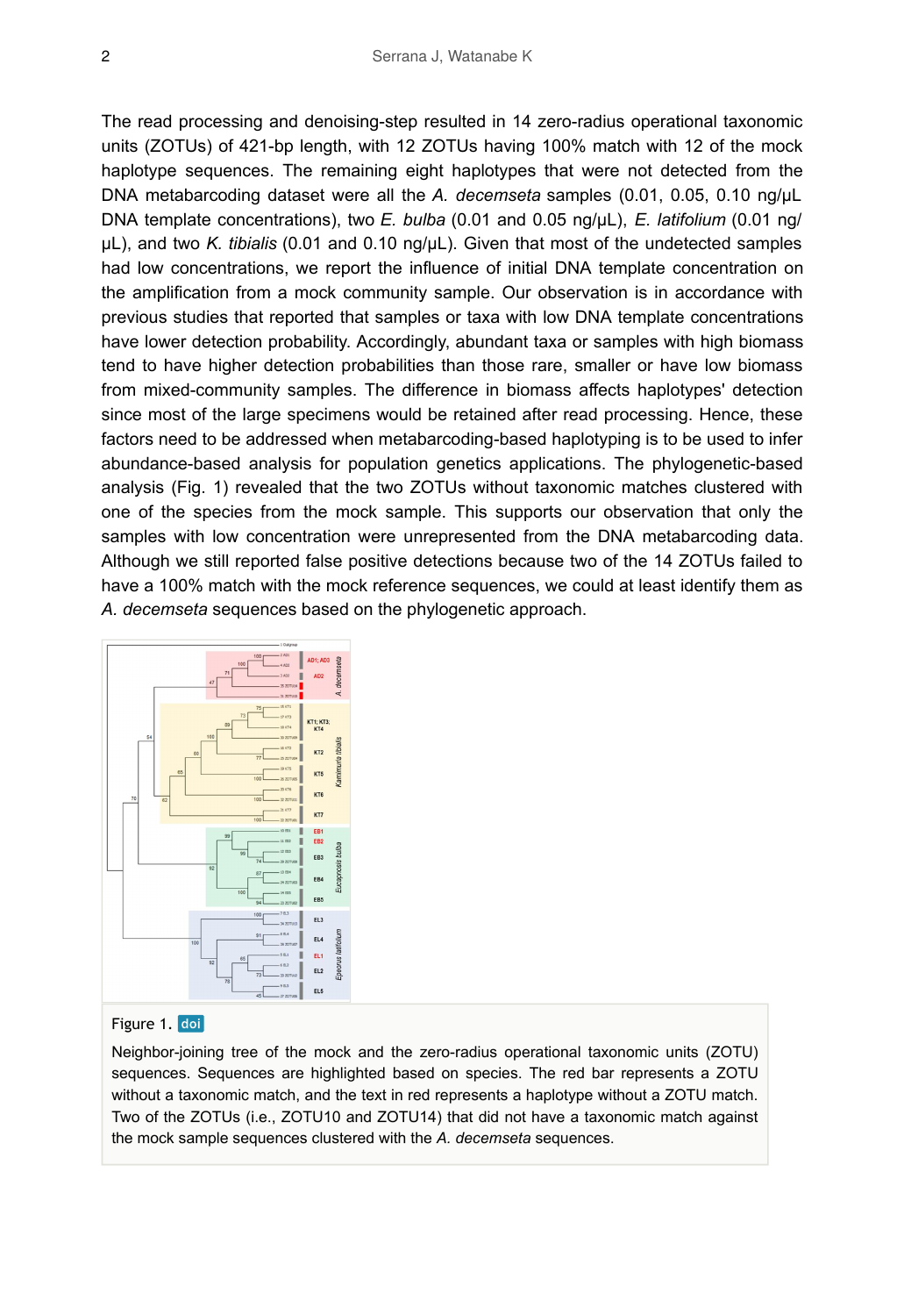The read processing and denoising-step resulted in 14 zero-radius operational taxonomic units (ZOTUs) of 421-bp length, with 12 ZOTUs having 100% match with 12 of the mock haplotype sequences. The remaining eight haplotypes that were not detected from the DNA metabarcoding dataset were all the *A. decemseta* samples (0.01, 0.05, 0.10 ng/µL DNA template concentrations), two *E. bulba* (0.01 and 0.05 ng/µL), *E. latifolium* (0.01 ng/µL), and two *K. tibialis* (0.01 and 0.10 ng/µL). Given that most of the undetected samples had low concentrations, we report the influence of initial DNA template concentration on the amplification from a mock community sample. Our observation is in accordance with previous studies that reported that samples or taxa with low DNA template concentrations have lower detection probability. Accordingly, abundant taxa or samples with high biomass tend to have higher detection probabilities than those rare, smaller or have low biomass from mixed-community samples. The difference in biomass affects haplotypes' detection since most of the large specimens would be retained after read processing. Hence, these factors need to be addressed when metabarcoding-based haplotyping is to be used to infer abundance-based analysis for population genetics applications. The phylogenetic-based analysis (Fig. 1) revealed that the two ZOTUs without taxonomic matches clustered with one of the species from the mock sample. This supports our observation that only the samples with low concentration were unrepresented from the DNA metabarcoding data. Although we still reported false positive detections because two of the 14 ZOTUs failed to have a 100% match with the mock reference sequences, we could at least identify them as *A. decemseta* sequences based on the phylogenetic approach.

Figure 1. doi

Neighbor-joining tree of the mock and the zero-radius operational taxonomic units (ZOTU) sequences. Sequences are highlighted based on species. The red bar represents a ZOTU without a taxonomic match, and the text in red represents a haplotype without a ZOTU match. Two of the ZOTUs (i.e., ZOTU10 and ZOTU14) that did not have a taxonomic match against the mock sample sequences clustered with the *A. decemseta* sequences.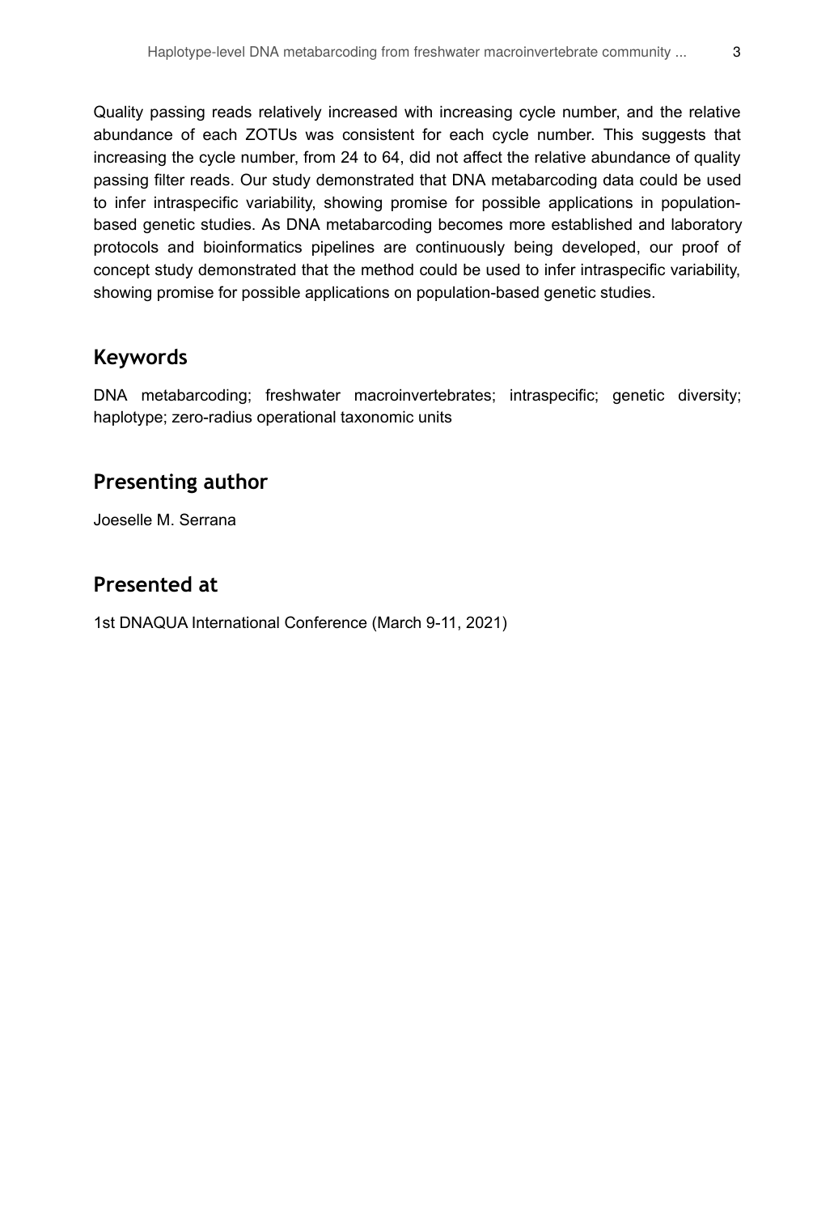Quality passing reads relatively increased with increasing cycle number, and the relative abundance of each ZOTUs was consistent for each cycle number. This suggests that increasing the cycle number, from 24 to 64, did not affect the relative abundance of quality passing filter reads. Our study demonstrated that DNA metabarcoding data could be used to infer intraspecific variability, showing promise for possible applications in population-based genetic studies. As DNA metabarcoding becomes more established and laboratory protocols and bioinformatics pipelines are continuously being developed, our proof of concept study demonstrated that the method could be used to infer intraspecific variability, showing promise for possible applications on population-based genetic studies.

## Keywords

DNA metabarcoding; freshwater macroinvertebrates; intraspecific; genetic diversity; haplotype; zero-radius operational taxonomic units

## Presenting author

Joeselle M. Serrana

## Presented at

1st DNAQUA International Conference (March 9-11, 2021)